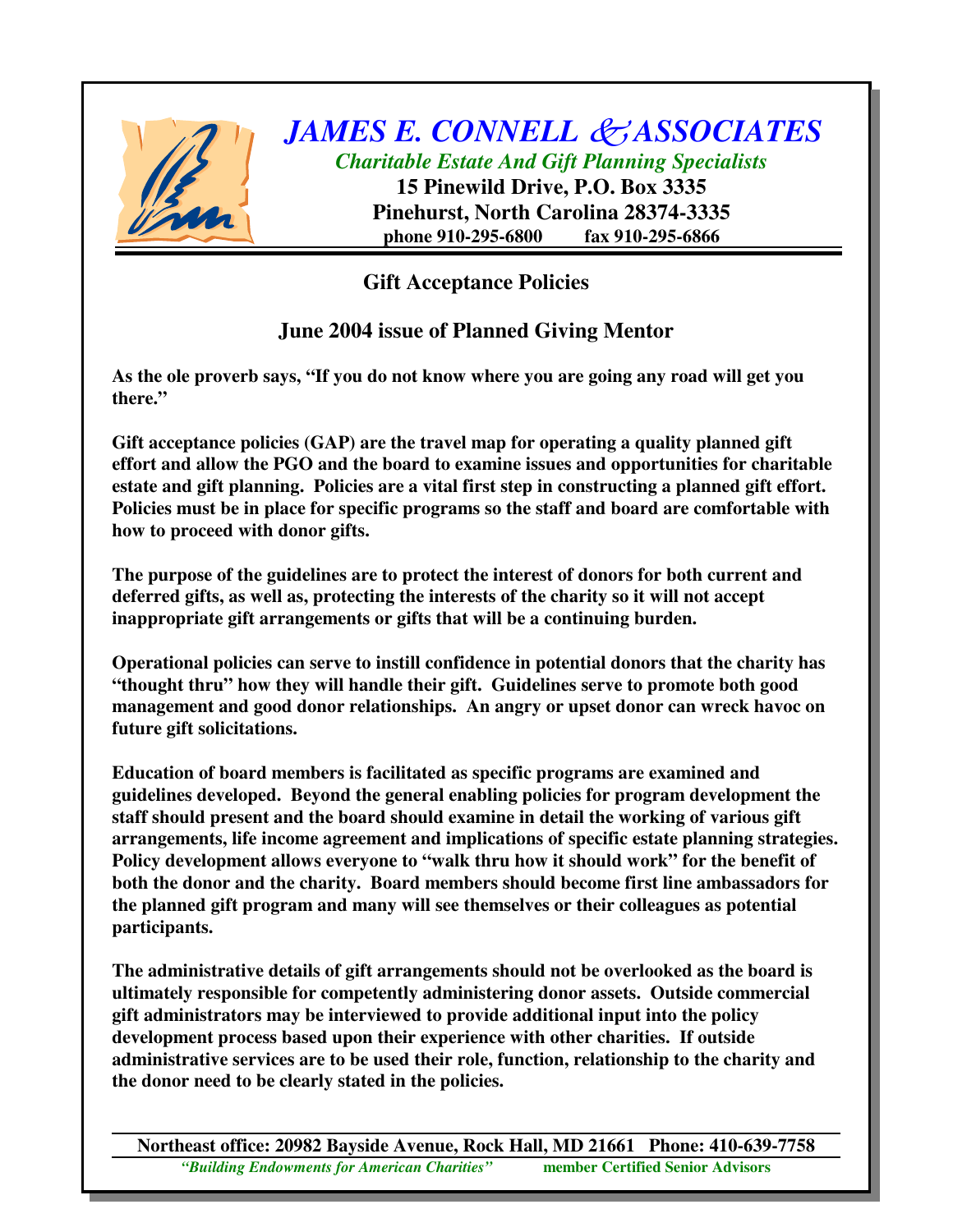# *JAMES E. CONNELL & ASSOCIATES*

***Charitable Estate And Gift Planning Specialists***

**15 Pinewild Drive, P.O. Box 3335**
**Pinehurst, North Carolina 28374-3335**
**phone 910-295-6800 fax 910-295-6866**

## Gift Acceptance Policies

### June 2004 issue of Planned Giving Mentor

**As the ole proverb says, "If you do not know where you are going any road will get you there."**

**Gift acceptance policies (GAP) are the travel map for operating a quality planned gift effort and allow the PGO and the board to examine issues and opportunities for charitable estate and gift planning. Policies are a vital first step in constructing a planned gift effort. Policies must be in place for specific programs so the staff and board are comfortable with how to proceed with donor gifts.**

**The purpose of the guidelines are to protect the interest of donors for both current and deferred gifts, as well as, protecting the interests of the charity so it will not accept inappropriate gift arrangements or gifts that will be a continuing burden.**

**Operational policies can serve to instill confidence in potential donors that the charity has "thought thru" how they will handle their gift. Guidelines serve to promote both good management and good donor relationships. An angry or upset donor can wreck havoc on future gift solicitations.**

**Education of board members is facilitated as specific programs are examined and guidelines developed. Beyond the general enabling policies for program development the staff should present and the board should examine in detail the working of various gift arrangements, life income agreement and implications of specific estate planning strategies. Policy development allows everyone to "walk thru how it should work" for the benefit of both the donor and the charity. Board members should become first line ambassadors for the planned gift program and many will see themselves or their colleagues as potential participants.**

**The administrative details of gift arrangements should not be overlooked as the board is ultimately responsible for competently administering donor assets. Outside commercial gift administrators may be interviewed to provide additional input into the policy development process based upon their experience with other charities. If outside administrative services are to be used their role, function, relationship to the charity and the donor need to be clearly stated in the policies.**

**Northeast office: 20982 Bayside Avenue, Rock Hall, MD 21661 Phone: 410-639-7758**
***"Building Endowments for American Charities"*** **member Certified Senior Advisors**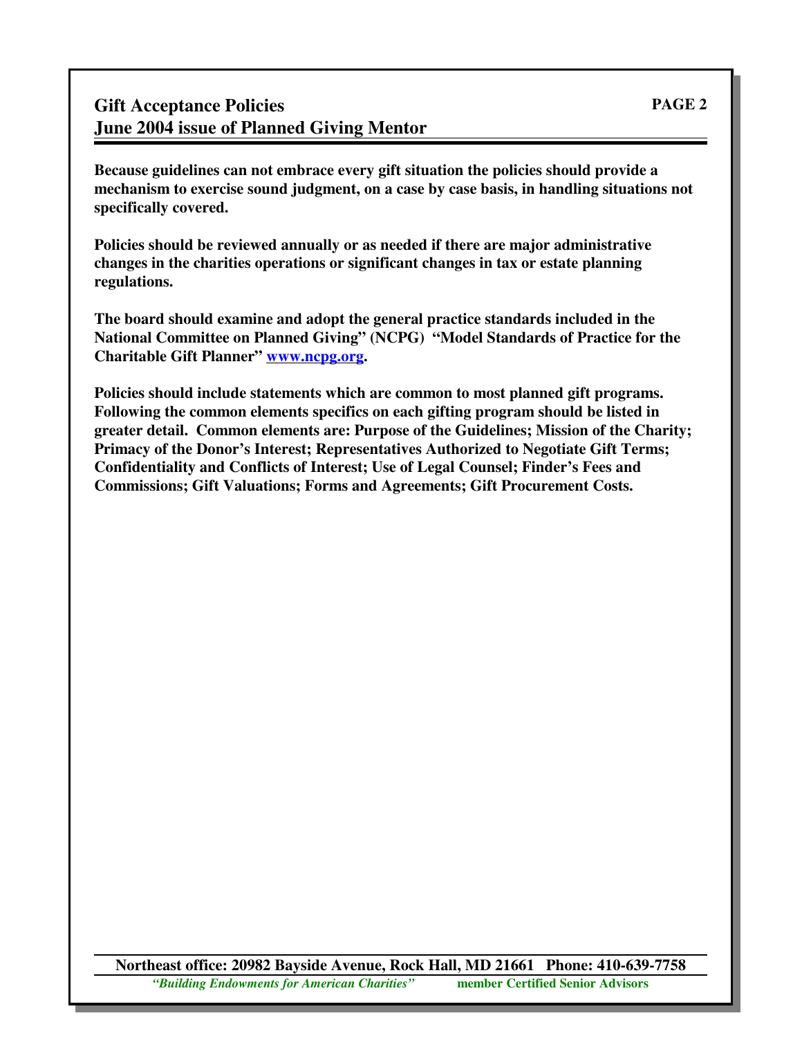**Because guidelines can not embrace every gift situation the policies should provide a mechanism to exercise sound judgment, on a case by case basis, in handling situations not specifically covered.**

**Policies should be reviewed annually or as needed if there are major administrative changes in the charities operations or significant changes in tax or estate planning regulations.**

**The board should examine and adopt the general practice standards included in the National Committee on Planned Giving" (NCPG) "Model Standards of Practice for the Charitable Gift Planner" [www.ncpg.org](http://www.ncpg.org).**

**Policies should include statements which are common to most planned gift programs. Following the common elements specifics on each gifting program should be listed in greater detail. Common elements are: Purpose of the Guidelines; Mission of the Charity; Primacy of the Donor's Interest; Representatives Authorized to Negotiate Gift Terms; Confidentiality and Conflicts of Interest; Use of Legal Counsel; Finder's Fees and Commissions; Gift Valuations; Forms and Agreements; Gift Procurement Costs.**